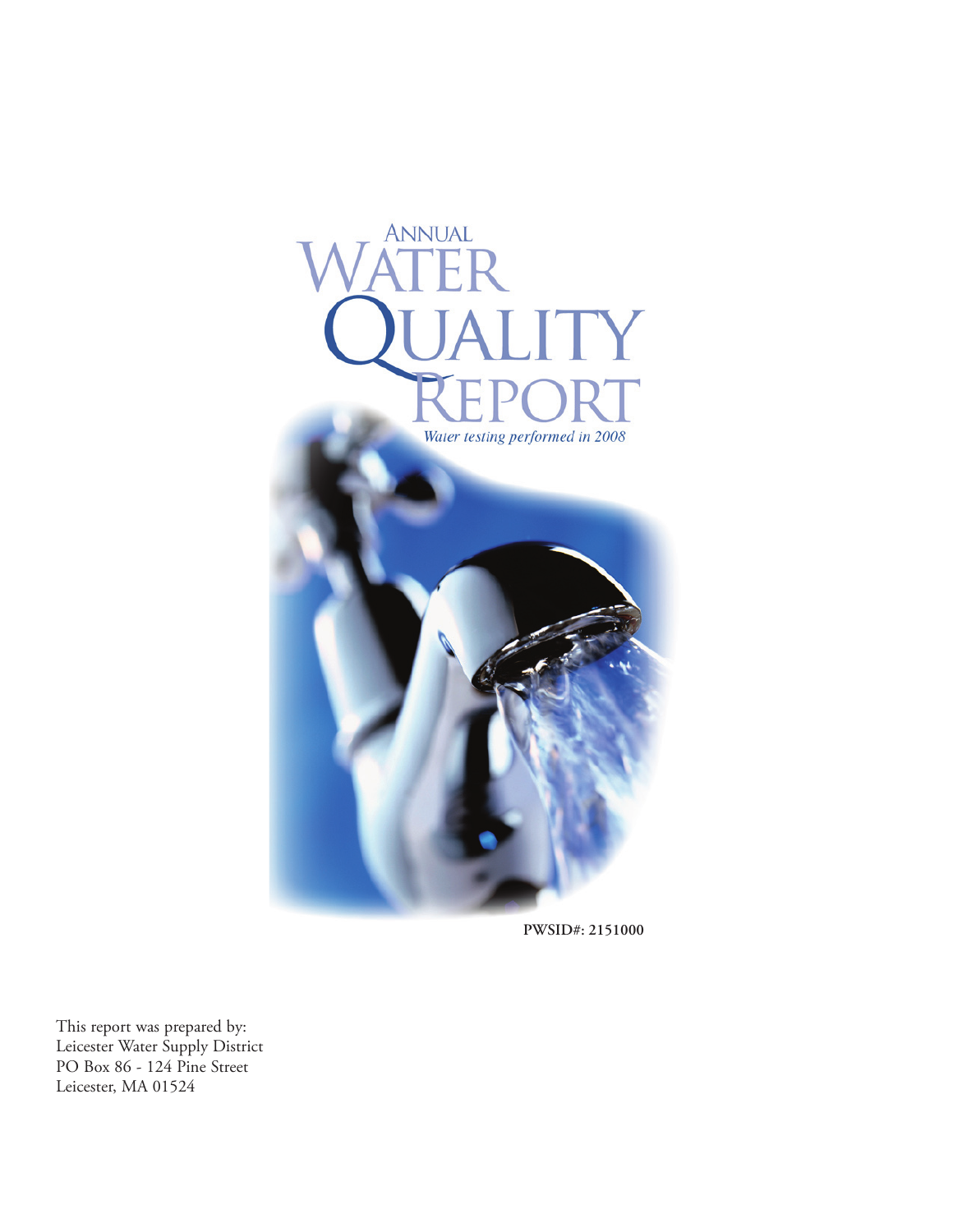# Annual Water Quality Report

*Water testing performed in 2008*

**PWSID#: 2151000**

This report was prepared by:
Leicester Water Supply District
PO Box 86 - 124 Pine Street
Leicester, MA 01524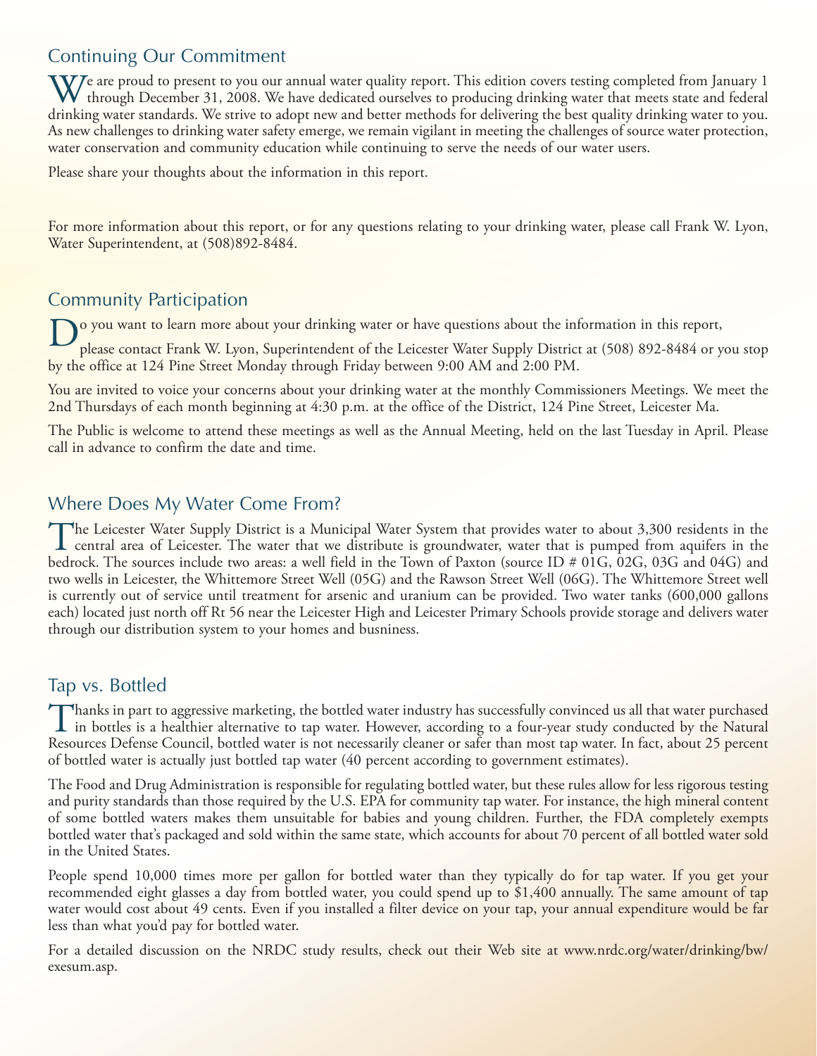## Continuing Our Commitment

We are proud to present to you our annual water quality report. This edition covers testing completed from January 1 through December 31, 2008. We have dedicated ourselves to producing drinking water that meets state and federal drinking water standards. We strive to adopt new and better methods for delivering the best quality drinking water to you. As new challenges to drinking water safety emerge, we remain vigilant in meeting the challenges of source water protection, water conservation and community education while continuing to serve the needs of our water users.

Please share your thoughts about the information in this report.

For more information about this report, or for any questions relating to your drinking water, please call Frank W. Lyon, Water Superintendent, at (508)892-8484.

## Community Participation

Do you want to learn more about your drinking water or have questions about the information in this report, please contact Frank W. Lyon, Superintendent of the Leicester Water Supply District at (508) 892-8484 or you stop by the office at 124 Pine Street Monday through Friday between 9:00 AM and 2:00 PM.

You are invited to voice your concerns about your drinking water at the monthly Commissioners Meetings. We meet the 2nd Thursdays of each month beginning at 4:30 p.m. at the office of the District, 124 Pine Street, Leicester Ma.

The Public is welcome to attend these meetings as well as the Annual Meeting, held on the last Tuesday in April. Please call in advance to confirm the date and time.

## Where Does My Water Come From?

The Leicester Water Supply District is a Municipal Water System that provides water to about 3,300 residents in the central area of Leicester. The water that we distribute is groundwater, water that is pumped from aquifers in the bedrock. The sources include two areas: a well field in the Town of Paxton (source ID # 01G, 02G, 03G and 04G) and two wells in Leicester, the Whittemore Street Well (05G) and the Rawson Street Well (06G). The Whittemore Street well is currently out of service until treatment for arsenic and uranium can be provided. Two water tanks (600,000 gallons each) located just north off Rt 56 near the Leicester High and Leicester Primary Schools provide storage and delivers water through our distribution system to your homes and busniness.

## Tap vs. Bottled

Thanks in part to aggressive marketing, the bottled water industry has successfully convinced us all that water purchased in bottles is a healthier alternative to tap water. However, according to a four-year study conducted by the Natural Resources Defense Council, bottled water is not necessarily cleaner or safer than most tap water. In fact, about 25 percent of bottled water is actually just bottled tap water (40 percent according to government estimates).

The Food and Drug Administration is responsible for regulating bottled water, but these rules allow for less rigorous testing and purity standards than those required by the U.S. EPA for community tap water. For instance, the high mineral content of some bottled waters makes them unsuitable for babies and young children. Further, the FDA completely exempts bottled water that's packaged and sold within the same state, which accounts for about 70 percent of all bottled water sold in the United States.

People spend 10,000 times more per gallon for bottled water than they typically do for tap water. If you get your recommended eight glasses a day from bottled water, you could spend up to $1,400 annually. The same amount of tap water would cost about 49 cents. Even if you installed a filter device on your tap, your annual expenditure would be far less than what you'd pay for bottled water.

For a detailed discussion on the NRDC study results, check out their Web site at www.nrdc.org/water/drinking/bw/exesum.asp.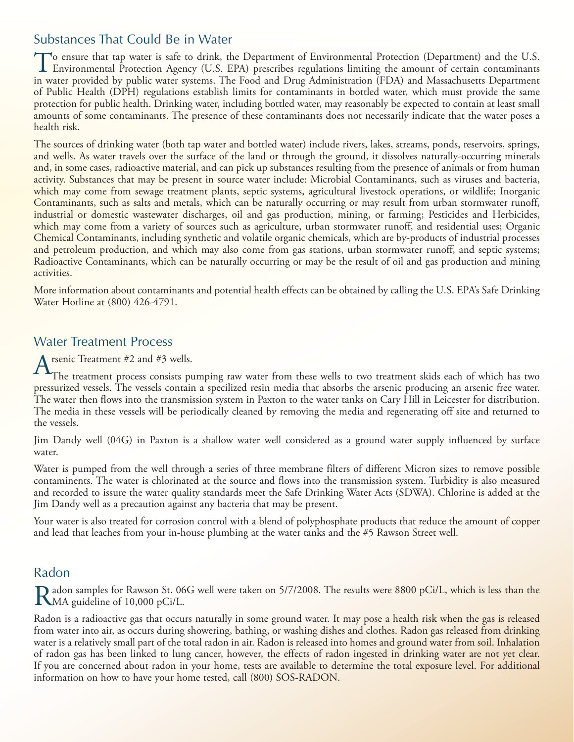## Substances That Could Be in Water

To ensure that tap water is safe to drink, the Department of Environmental Protection (Department) and the U.S. Environmental Protection Agency (U.S. EPA) prescribes regulations limiting the amount of certain contaminants in water provided by public water systems. The Food and Drug Administration (FDA) and Massachusetts Department of Public Health (DPH) regulations establish limits for contaminants in bottled water, which must provide the same protection for public health. Drinking water, including bottled water, may reasonably be expected to contain at least small amounts of some contaminants. The presence of these contaminants does not necessarily indicate that the water poses a health risk.

The sources of drinking water (both tap water and bottled water) include rivers, lakes, streams, ponds, reservoirs, springs, and wells. As water travels over the surface of the land or through the ground, it dissolves naturally-occurring minerals and, in some cases, radioactive material, and can pick up substances resulting from the presence of animals or from human activity. Substances that may be present in source water include: Microbial Contaminants, such as viruses and bacteria, which may come from sewage treatment plants, septic systems, agricultural livestock operations, or wildlife; Inorganic Contaminants, such as salts and metals, which can be naturally occurring or may result from urban stormwater runoff, industrial or domestic wastewater discharges, oil and gas production, mining, or farming; Pesticides and Herbicides, which may come from a variety of sources such as agriculture, urban stormwater runoff, and residential uses; Organic Chemical Contaminants, including synthetic and volatile organic chemicals, which are by-products of industrial processes and petroleum production, and which may also come from gas stations, urban stormwater runoff, and septic systems; Radioactive Contaminants, which can be naturally occurring or may be the result of oil and gas production and mining activities.

More information about contaminants and potential health effects can be obtained by calling the U.S. EPA's Safe Drinking Water Hotline at (800) 426-4791.

## Water Treatment Process

Arsenic Treatment #2 and #3 wells.

The treatment process consists pumping raw water from these wells to two treatment skids each of which has two pressurized vessels. The vessels contain a specilized resin media that absorbs the arsenic producing an arsenic free water. The water then flows into the transmission system in Paxton to the water tanks on Cary Hill in Leicester for distribution. The media in these vessels will be periodically cleaned by removing the media and regenerating off site and returned to the vessels.

Jim Dandy well (04G) in Paxton is a shallow water well considered as a ground water supply influenced by surface water.

Water is pumped from the well through a series of three membrane filters of different Micron sizes to remove possible contaminents. The water is chlorinated at the source and flows into the transmission system. Turbidity is also measured and recorded to issure the water quality standards meet the Safe Drinking Water Acts (SDWA). Chlorine is added at the Jim Dandy well as a precaution against any bacteria that may be present.

Your water is also treated for corrosion control with a blend of polyphosphate products that reduce the amount of copper and lead that leaches from your in-house plumbing at the water tanks and the #5 Rawson Street well.

## Radon

Radon samples for Rawson St. 06G well were taken on 5/7/2008. The results were 8800 pCi/L, which is less than the MA guideline of 10,000 pCi/L.

Radon is a radioactive gas that occurs naturally in some ground water. It may pose a health risk when the gas is released from water into air, as occurs during showering, bathing, or washing dishes and clothes. Radon gas released from drinking water is a relatively small part of the total radon in air. Radon is released into homes and ground water from soil. Inhalation of radon gas has been linked to lung cancer, however, the effects of radon ingested in drinking water are not yet clear. If you are concerned about radon in your home, tests are available to determine the total exposure level. For additional information on how to have your home tested, call (800) SOS-RADON.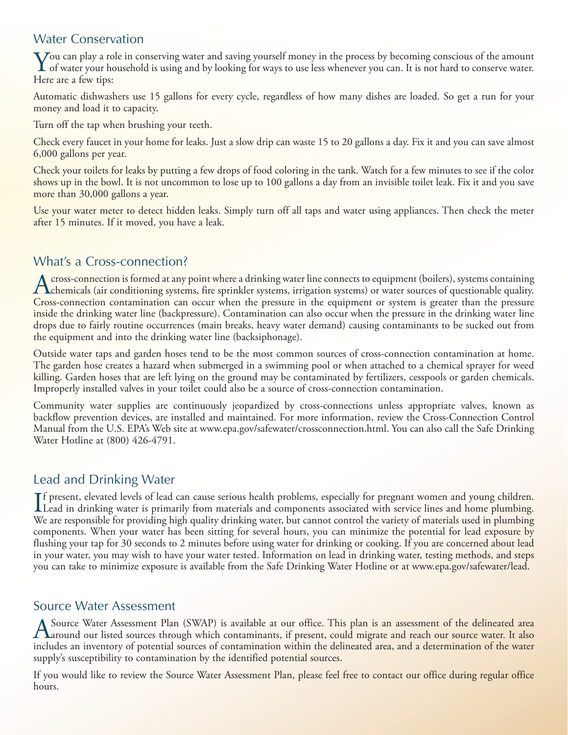## Water Conservation

You can play a role in conserving water and saving yourself money in the process by becoming conscious of the amount of water your household is using and by looking for ways to use less whenever you can. It is not hard to conserve water. Here are a few tips:

Automatic dishwashers use 15 gallons for every cycle, regardless of how many dishes are loaded. So get a run for your money and load it to capacity.

Turn off the tap when brushing your teeth.

Check every faucet in your home for leaks. Just a slow drip can waste 15 to 20 gallons a day. Fix it and you can save almost 6,000 gallons per year.

Check your toilets for leaks by putting a few drops of food coloring in the tank. Watch for a few minutes to see if the color shows up in the bowl. It is not uncommon to lose up to 100 gallons a day from an invisible toilet leak. Fix it and you save more than 30,000 gallons a year.

Use your water meter to detect hidden leaks. Simply turn off all taps and water using appliances. Then check the meter after 15 minutes. If it moved, you have a leak.

## What's a Cross-connection?

A cross-connection is formed at any point where a drinking water line connects to equipment (boilers), systems containing chemicals (air conditioning systems, fire sprinkler systems, irrigation systems) or water sources of questionable quality. Cross-connection contamination can occur when the pressure in the equipment or system is greater than the pressure inside the drinking water line (backpressure). Contamination can also occur when the pressure in the drinking water line drops due to fairly routine occurrences (main breaks, heavy water demand) causing contaminants to be sucked out from the equipment and into the drinking water line (backsiphonage).

Outside water taps and garden hoses tend to be the most common sources of cross-connection contamination at home. The garden hose creates a hazard when submerged in a swimming pool or when attached to a chemical sprayer for weed killing. Garden hoses that are left lying on the ground may be contaminated by fertilizers, cesspools or garden chemicals. Improperly installed valves in your toilet could also be a source of cross-connection contamination.

Community water supplies are continuously jeopardized by cross-connections unless appropriate valves, known as backflow prevention devices, are installed and maintained. For more information, review the Cross-Connection Control Manual from the U.S. EPA's Web site at www.epa.gov/safewater/crossconnection.html. You can also call the Safe Drinking Water Hotline at (800) 426-4791.

## Lead and Drinking Water

If present, elevated levels of lead can cause serious health problems, especially for pregnant women and young children. Lead in drinking water is primarily from materials and components associated with service lines and home plumbing. We are responsible for providing high quality drinking water, but cannot control the variety of materials used in plumbing components. When your water has been sitting for several hours, you can minimize the potential for lead exposure by flushing your tap for 30 seconds to 2 minutes before using water for drinking or cooking. If you are concerned about lead in your water, you may wish to have your water tested. Information on lead in drinking water, testing methods, and steps you can take to minimize exposure is available from the Safe Drinking Water Hotline or at www.epa.gov/safewater/lead.

## Source Water Assessment

A Source Water Assessment Plan (SWAP) is available at our office. This plan is an assessment of the delineated area around our listed sources through which contaminants, if present, could migrate and reach our source water. It also includes an inventory of potential sources of contamination within the delineated area, and a determination of the water supply's susceptibility to contamination by the identified potential sources.

If you would like to review the Source Water Assessment Plan, please feel free to contact our office during regular office hours.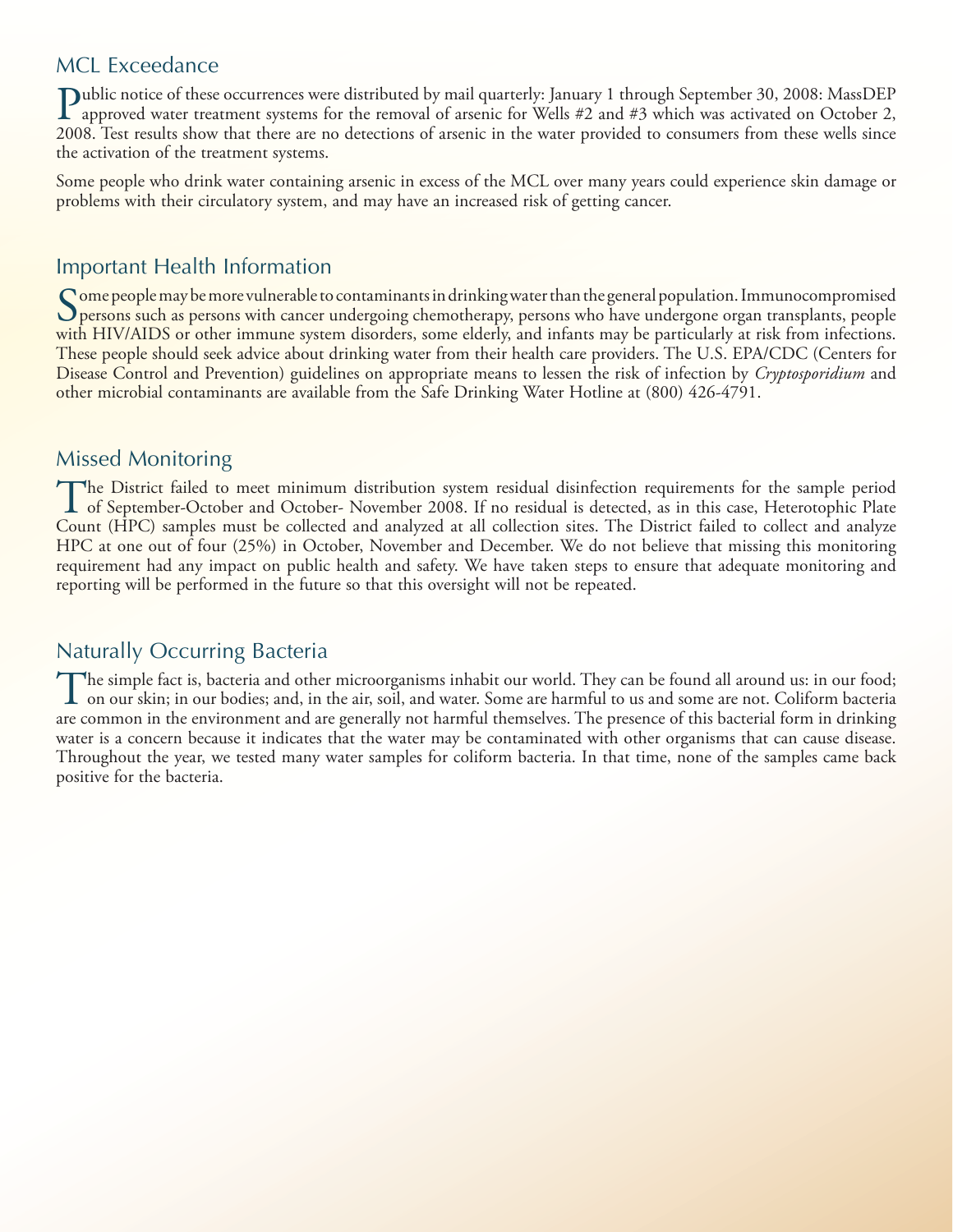## MCL Exceedance

Public notice of these occurrences were distributed by mail quarterly: January 1 through September 30, 2008: MassDEP approved water treatment systems for the removal of arsenic for Wells #2 and #3 which was activated on October 2, 2008. Test results show that there are no detections of arsenic in the water provided to consumers from these wells since the activation of the treatment systems.

Some people who drink water containing arsenic in excess of the MCL over many years could experience skin damage or problems with their circulatory system, and may have an increased risk of getting cancer.

## Important Health Information

Some people may be more vulnerable to contaminants in drinking water than the general population. Immunocompromised persons such as persons with cancer undergoing chemotherapy, persons who have undergone organ transplants, people with HIV/AIDS or other immune system disorders, some elderly, and infants may be particularly at risk from infections. These people should seek advice about drinking water from their health care providers. The U.S. EPA/CDC (Centers for Disease Control and Prevention) guidelines on appropriate means to lessen the risk of infection by *Cryptosporidium* and other microbial contaminants are available from the Safe Drinking Water Hotline at (800) 426-4791.

## Missed Monitoring

The District failed to meet minimum distribution system residual disinfection requirements for the sample period of September-October and October- November 2008. If no residual is detected, as in this case, Heterotophic Plate Count (HPC) samples must be collected and analyzed at all collection sites. The District failed to collect and analyze HPC at one out of four (25%) in October, November and December. We do not believe that missing this monitoring requirement had any impact on public health and safety. We have taken steps to ensure that adequate monitoring and reporting will be performed in the future so that this oversight will not be repeated.

## Naturally Occurring Bacteria

The simple fact is, bacteria and other microorganisms inhabit our world. They can be found all around us: in our food; on our skin; in our bodies; and, in the air, soil, and water. Some are harmful to us and some are not. Coliform bacteria are common in the environment and are generally not harmful themselves. The presence of this bacterial form in drinking water is a concern because it indicates that the water may be contaminated with other organisms that can cause disease. Throughout the year, we tested many water samples for coliform bacteria. In that time, none of the samples came back positive for the bacteria.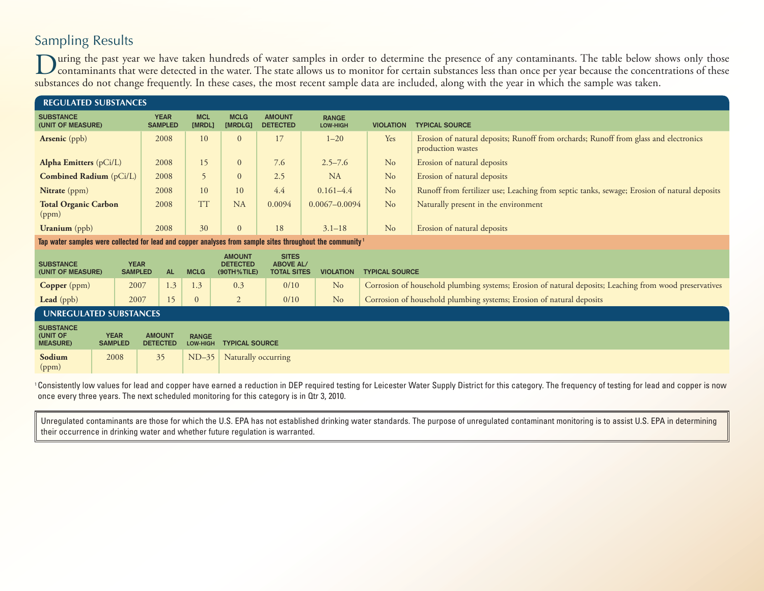## Sampling Results

During the past year we have taken hundreds of water samples in order to determine the presence of any contaminants. The table below shows only those contaminants that were detected in the water. The state allows us to monitor for certain substances less than once per year because the concentrations of these substances do not change frequently. In these cases, the most recent sample data are included, along with the year in which the sample was taken.

### REGULATED SUBSTANCES

| SUBSTANCE (UNIT OF MEASURE) | YEAR SAMPLED | MCL [MRDL] | MCLG [MRDLG] | AMOUNT DETECTED | RANGE LOW-HIGH | VIOLATION | TYPICAL SOURCE |
|---|---|---|---|---|---|---|---|
| **Arsenic** (ppb) | 2008 | 10 | 0 | 17 | 1–20 | Yes | Erosion of natural deposits; Runoff from orchards; Runoff from glass and electronics production wastes |
| **Alpha Emitters** (pCi/L) | 2008 | 15 | 0 | 7.6 | 2.5–7.6 | No | Erosion of natural deposits |
| **Combined Radium** (pCi/L) | 2008 | 5 | 0 | 2.5 | NA | No | Erosion of natural deposits |
| **Nitrate** (ppm) | 2008 | 10 | 10 | 4.4 | 0.161–4.4 | No | Runoff from fertilizer use; Leaching from septic tanks, sewage; Erosion of natural deposits |
| **Total Organic Carbon** (ppm) | 2008 | TT | NA | 0.0094 | 0.0067–0.0094 | No | Naturally present in the environment |
| **Uranium** (ppb) | 2008 | 30 | 0 | 18 | 3.1–18 | No | Erosion of natural deposits |

**Tap water samples were collected for lead and copper analyses from sample sites throughout the community** [1]

| SUBSTANCE (UNIT OF MEASURE) | YEAR SAMPLED | AL | MCLG | AMOUNT DETECTED (90TH%TILE) | SITES ABOVE AL/ TOTAL SITES | VIOLATION | TYPICAL SOURCE |
|---|---|---|---|---|---|---|---|
| **Copper** (ppm) | 2007 | 1.3 | 1.3 | 0.3 | 0/10 | No | Corrosion of household plumbing systems; Erosion of natural deposits; Leaching from wood preservatives |
| **Lead** (ppb) | 2007 | 15 | 0 | 2 | 0/10 | No | Corrosion of household plumbing systems; Erosion of natural deposits |

### UNREGULATED SUBSTANCES

| SUBSTANCE (UNIT OF MEASURE) | YEAR SAMPLED | AMOUNT DETECTED | RANGE LOW-HIGH | TYPICAL SOURCE |
|---|---|---|---|---|
| **Sodium** (ppm) | 2008 | 35 | ND–35 | Naturally occurring |

[1] Consistently low values for lead and copper have earned a reduction in DEP required testing for Leicester Water Supply District for this category. The frequency of testing for lead and copper is now once every three years. The next scheduled monitoring for this category is in Qtr 3, 2010.

Unregulated contaminants are those for which the U.S. EPA has not established drinking water standards. The purpose of unregulated contaminant monitoring is to assist U.S. EPA in determining their occurrence in drinking water and whether future regulation is warranted.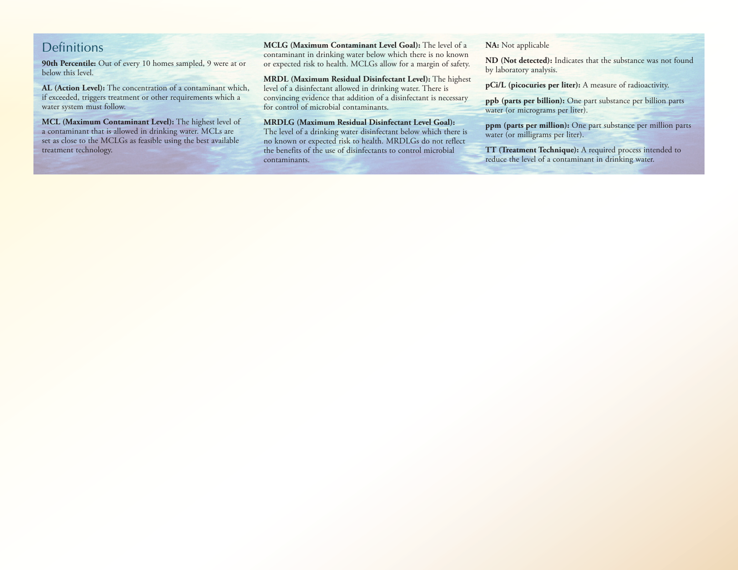## Definitions

**90th Percentile:** Out of every 10 homes sampled, 9 were at or below this level.

**AL (Action Level):** The concentration of a contaminant which, if exceeded, triggers treatment or other requirements which a water system must follow.

**MCL (Maximum Contaminant Level):** The highest level of a contaminant that is allowed in drinking water. MCLs are set as close to the MCLGs as feasible using the best available treatment technology.

**MCLG (Maximum Contaminant Level Goal):** The level of a contaminant in drinking water below which there is no known or expected risk to health. MCLGs allow for a margin of safety.

**MRDL (Maximum Residual Disinfectant Level):** The highest level of a disinfectant allowed in drinking water. There is convincing evidence that addition of a disinfectant is necessary for control of microbial contaminants.

**MRDLG (Maximum Residual Disinfectant Level Goal):** The level of a drinking water disinfectant below which there is no known or expected risk to health. MRDLGs do not reflect the benefits of the use of disinfectants to control microbial contaminants.

**NA:** Not applicable

**ND (Not detected):** Indicates that the substance was not found by laboratory analysis.

**pCi/L (picocuries per liter):** A measure of radioactivity.

**ppb (parts per billion):** One part substance per billion parts water (or micrograms per liter).

**ppm (parts per million):** One part substance per million parts water (or milligrams per liter).

**TT (Treatment Technique):** A required process intended to reduce the level of a contaminant in drinking water.